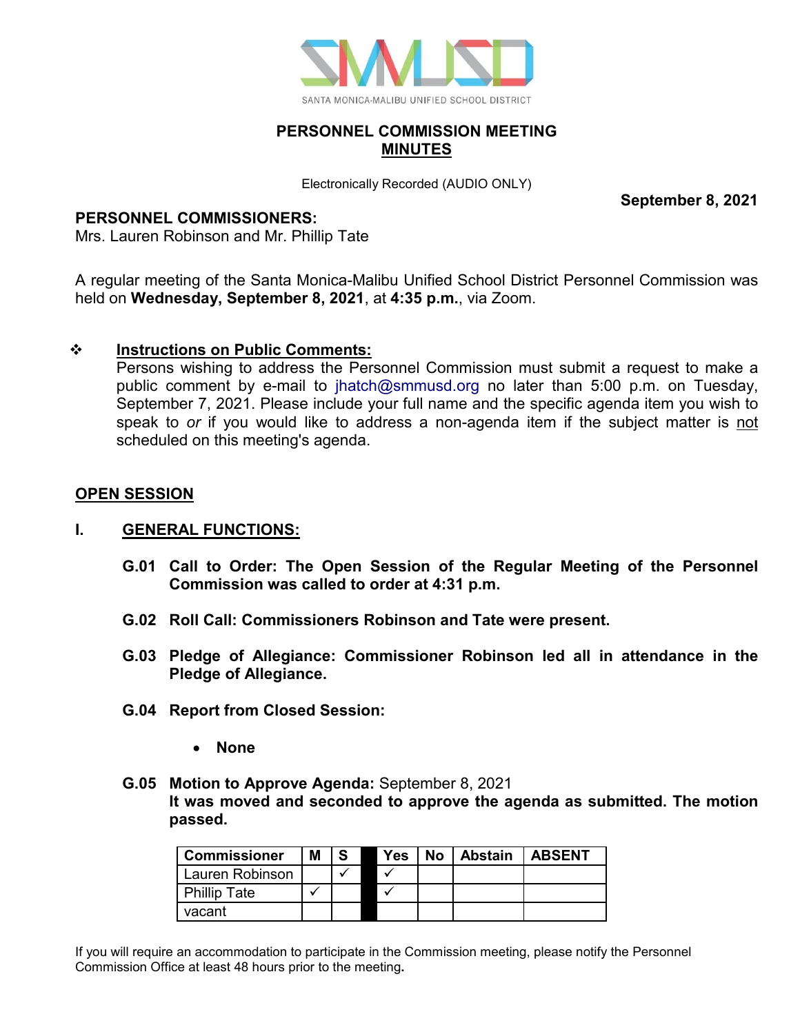SANTA MONICA-MALIBU UNIFIED SCHOOL DISTRICT

# PERSONNEL COMMISSION MEETING
## MINUTES

Electronically Recorded (AUDIO ONLY)

**September 8, 2021**

**PERSONNEL COMMISSIONERS:**
Mrs. Lauren Robinson and Mr. Phillip Tate

A regular meeting of the Santa Monica-Malibu Unified School District Personnel Commission was held on **Wednesday, September 8, 2021**, at **4:35 p.m.**, via Zoom.

❖ **Instructions on Public Comments:**
Persons wishing to address the Personnel Commission must submit a request to make a public comment by e-mail to jhatch@smmusd.org no later than 5:00 p.m. on Tuesday, September 7, 2021. Please include your full name and the specific agenda item you wish to speak to *or* if you would like to address a non-agenda item if the subject matter is not scheduled on this meeting's agenda.

## OPEN SESSION

### I. GENERAL FUNCTIONS:

**G.01 Call to Order: The Open Session of the Regular Meeting of the Personnel Commission was called to order at 4:31 p.m.**

**G.02 Roll Call: Commissioners Robinson and Tate were present.**

**G.03 Pledge of Allegiance: Commissioner Robinson led all in attendance in the Pledge of Allegiance.**

**G.04 Report from Closed Session:**

- **None**

**G.05 Motion to Approve Agenda:** September 8, 2021
**It was moved and seconded to approve the agenda as submitted. The motion passed.**

| Commissioner | M | S | | Yes | No | Abstain | ABSENT |
|---|---|---|---|---|---|---|---|
| Lauren Robinson | | ✓ | | ✓ | | | |
| Phillip Tate | ✓ | | | ✓ | | | |
| vacant | | | | | | | |

If you will require an accommodation to participate in the Commission meeting, please notify the Personnel Commission Office at least 48 hours prior to the meeting.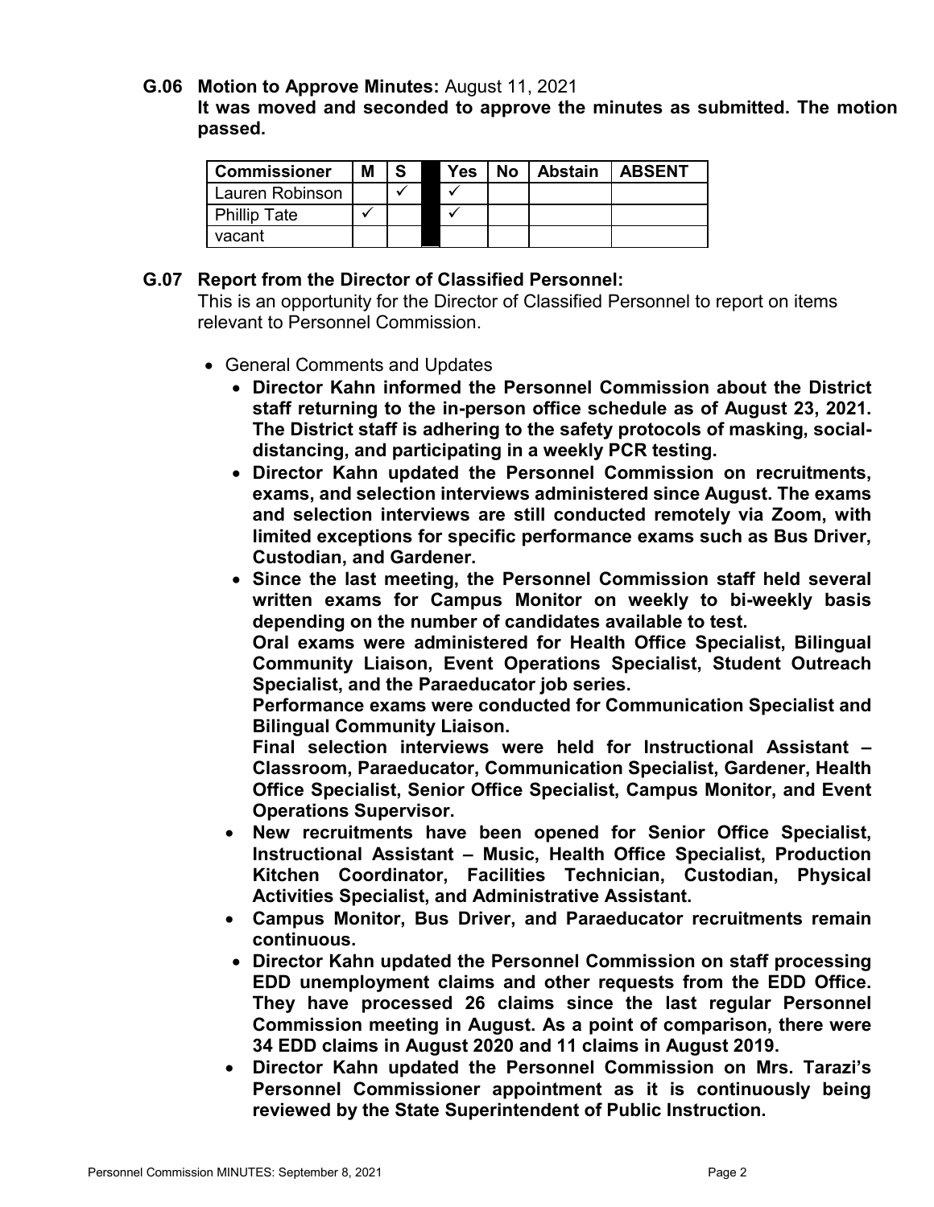**G.06 Motion to Approve Minutes:** August 11, 2021

**It was moved and seconded to approve the minutes as submitted. The motion passed.**

| Commissioner | M | S | | Yes | No | Abstain | ABSENT |
|---|---|---|---|---|---|---|---|
| Lauren Robinson | | ✓ | | ✓ | | | |
| Phillip Tate | ✓ | | | ✓ | | | |
| vacant | | | | | | | |

**G.07 Report from the Director of Classified Personnel:**

This is an opportunity for the Director of Classified Personnel to report on items relevant to Personnel Commission.

- General Comments and Updates
  - **Director Kahn informed the Personnel Commission about the District staff returning to the in-person office schedule as of August 23, 2021. The District staff is adhering to the safety protocols of masking, social-distancing, and participating in a weekly PCR testing.**
  - **Director Kahn updated the Personnel Commission on recruitments, exams, and selection interviews administered since August. The exams and selection interviews are still conducted remotely via Zoom, with limited exceptions for specific performance exams such as Bus Driver, Custodian, and Gardener.**
  - **Since the last meeting, the Personnel Commission staff held several written exams for Campus Monitor on weekly to bi-weekly basis depending on the number of candidates available to test.**

    **Oral exams were administered for Health Office Specialist, Bilingual Community Liaison, Event Operations Specialist, Student Outreach Specialist, and the Paraeducator job series.**

    **Performance exams were conducted for Communication Specialist and Bilingual Community Liaison.**

    **Final selection interviews were held for Instructional Assistant – Classroom, Paraeducator, Communication Specialist, Gardener, Health Office Specialist, Senior Office Specialist, Campus Monitor, and Event Operations Supervisor.**
  - **New recruitments have been opened for Senior Office Specialist, Instructional Assistant – Music, Health Office Specialist, Production Kitchen Coordinator, Facilities Technician, Custodian, Physical Activities Specialist, and Administrative Assistant.**
  - **Campus Monitor, Bus Driver, and Paraeducator recruitments remain continuous.**
  - **Director Kahn updated the Personnel Commission on staff processing EDD unemployment claims and other requests from the EDD Office. They have processed 26 claims since the last regular Personnel Commission meeting in August. As a point of comparison, there were 34 EDD claims in August 2020 and 11 claims in August 2019.**
  - **Director Kahn updated the Personnel Commission on Mrs. Tarazi's Personnel Commissioner appointment as it is continuously being reviewed by the State Superintendent of Public Instruction.**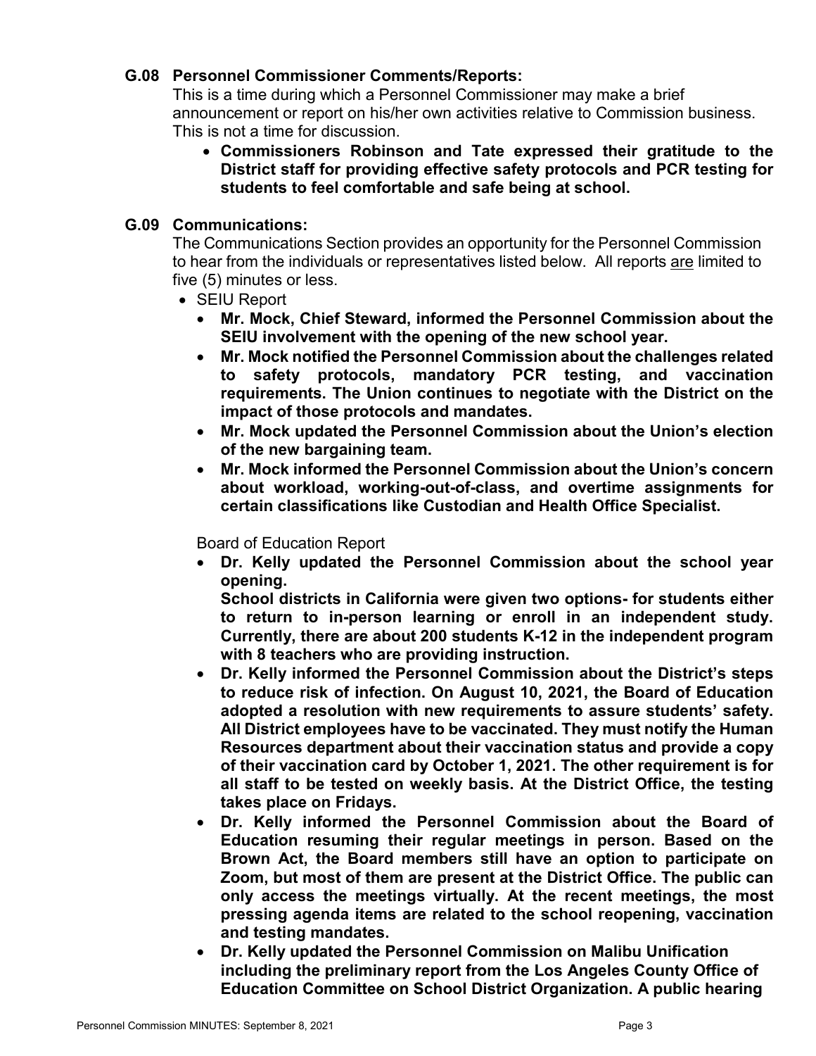### G.08 Personnel Commissioner Comments/Reports:

This is a time during which a Personnel Commissioner may make a brief announcement or report on his/her own activities relative to Commission business. This is not a time for discussion.

- **Commissioners Robinson and Tate expressed their gratitude to the District staff for providing effective safety protocols and PCR testing for students to feel comfortable and safe being at school.**

### G.09 Communications:

The Communications Section provides an opportunity for the Personnel Commission to hear from the individuals or representatives listed below. All reports are limited to five (5) minutes or less.

- SEIU Report
  - **Mr. Mock, Chief Steward, informed the Personnel Commission about the SEIU involvement with the opening of the new school year.**
  - **Mr. Mock notified the Personnel Commission about the challenges related to safety protocols, mandatory PCR testing, and vaccination requirements. The Union continues to negotiate with the District on the impact of those protocols and mandates.**
  - **Mr. Mock updated the Personnel Commission about the Union's election of the new bargaining team.**
  - **Mr. Mock informed the Personnel Commission about the Union's concern about workload, working-out-of-class, and overtime assignments for certain classifications like Custodian and Health Office Specialist.**

Board of Education Report

- **Dr. Kelly updated the Personnel Commission about the school year opening.**
  **School districts in California were given two options- for students either to return to in-person learning or enroll in an independent study. Currently, there are about 200 students K-12 in the independent program with 8 teachers who are providing instruction.**
- **Dr. Kelly informed the Personnel Commission about the District's steps to reduce risk of infection. On August 10, 2021, the Board of Education adopted a resolution with new requirements to assure students' safety. All District employees have to be vaccinated. They must notify the Human Resources department about their vaccination status and provide a copy of their vaccination card by October 1, 2021. The other requirement is for all staff to be tested on weekly basis. At the District Office, the testing takes place on Fridays.**
- **Dr. Kelly informed the Personnel Commission about the Board of Education resuming their regular meetings in person. Based on the Brown Act, the Board members still have an option to participate on Zoom, but most of them are present at the District Office. The public can only access the meetings virtually. At the recent meetings, the most pressing agenda items are related to the school reopening, vaccination and testing mandates.**
- **Dr. Kelly updated the Personnel Commission on Malibu Unification including the preliminary report from the Los Angeles County Office of Education Committee on School District Organization. A public hearing**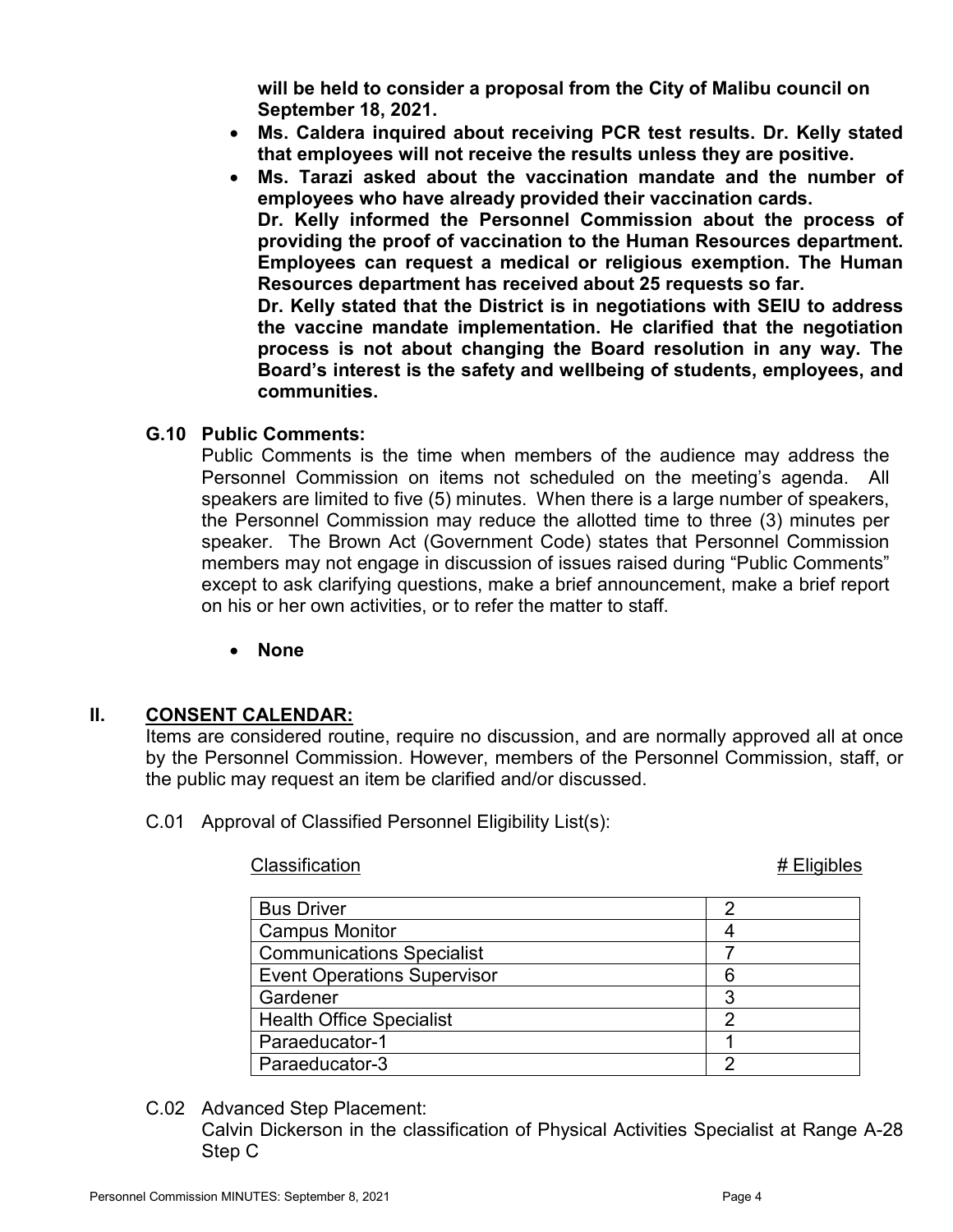**will be held to consider a proposal from the City of Malibu council on September 18, 2021.**

- **Ms. Caldera inquired about receiving PCR test results. Dr. Kelly stated that employees will not receive the results unless they are positive.**
- **Ms. Tarazi asked about the vaccination mandate and the number of employees who have already provided their vaccination cards.**
  **Dr. Kelly informed the Personnel Commission about the process of providing the proof of vaccination to the Human Resources department. Employees can request a medical or religious exemption. The Human Resources department has received about 25 requests so far.**
  **Dr. Kelly stated that the District is in negotiations with SEIU to address the vaccine mandate implementation. He clarified that the negotiation process is not about changing the Board resolution in any way. The Board's interest is the safety and wellbeing of students, employees, and communities.**

### G.10 Public Comments:

Public Comments is the time when members of the audience may address the Personnel Commission on items not scheduled on the meeting's agenda. All speakers are limited to five (5) minutes. When there is a large number of speakers, the Personnel Commission may reduce the allotted time to three (3) minutes per speaker. The Brown Act (Government Code) states that Personnel Commission members may not engage in discussion of issues raised during "Public Comments" except to ask clarifying questions, make a brief announcement, make a brief report on his or her own activities, or to refer the matter to staff.

- **None**

## II. CONSENT CALENDAR:

Items are considered routine, require no discussion, and are normally approved all at once by the Personnel Commission. However, members of the Personnel Commission, staff, or the public may request an item be clarified and/or discussed.

C.01 Approval of Classified Personnel Eligibility List(s):

| Classification | # Eligibles |
|---|---|
| Bus Driver | 2 |
| Campus Monitor | 4 |
| Communications Specialist | 7 |
| Event Operations Supervisor | 6 |
| Gardener | 3 |
| Health Office Specialist | 2 |
| Paraeducator-1 | 1 |
| Paraeducator-3 | 2 |

C.02 Advanced Step Placement:
Calvin Dickerson in the classification of Physical Activities Specialist at Range A-28 Step C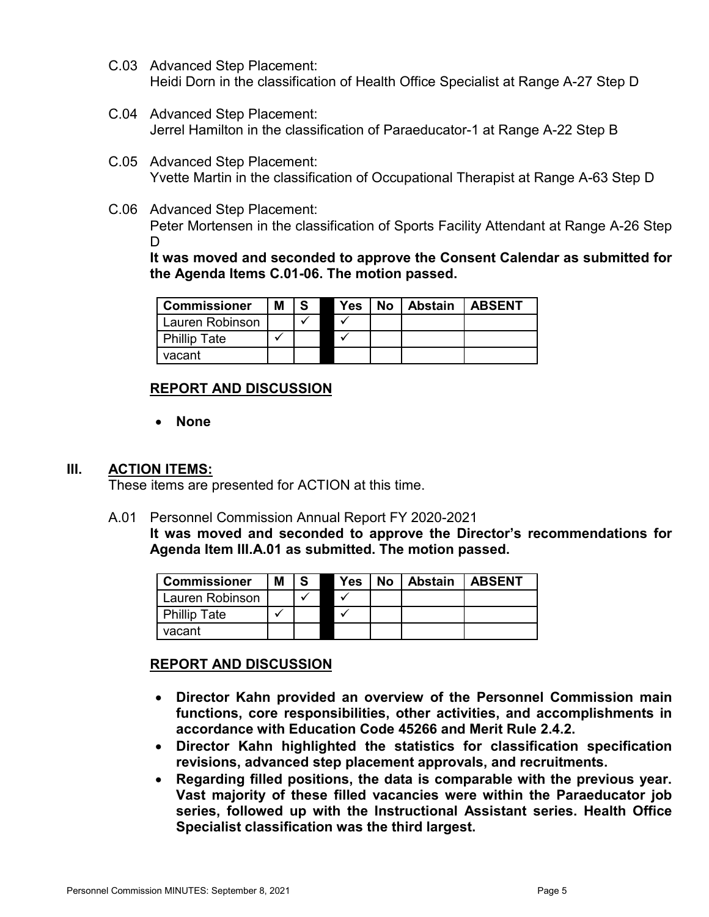C.03 Advanced Step Placement:
Heidi Dorn in the classification of Health Office Specialist at Range A-27 Step D

C.04 Advanced Step Placement:
Jerrel Hamilton in the classification of Paraeducator-1 at Range A-22 Step B

C.05 Advanced Step Placement:
Yvette Martin in the classification of Occupational Therapist at Range A-63 Step D

C.06 Advanced Step Placement:
Peter Mortensen in the classification of Sports Facility Attendant at Range A-26 Step D

**It was moved and seconded to approve the Consent Calendar as submitted for the Agenda Items C.01-06. The motion passed.**

| Commissioner | M | S | | Yes | No | Abstain | ABSENT |
|---|---|---|---|---|---|---|---|
| Lauren Robinson | | ✓ | | ✓ | | | |
| Phillip Tate | ✓ | | | ✓ | | | |
| vacant | | | | | | | |

**REPORT AND DISCUSSION**

- **None**

## III. ACTION ITEMS:

These items are presented for ACTION at this time.

A.01 Personnel Commission Annual Report FY 2020-2021
**It was moved and seconded to approve the Director's recommendations for Agenda Item III.A.01 as submitted. The motion passed.**

| Commissioner | M | S | | Yes | No | Abstain | ABSENT |
|---|---|---|---|---|---|---|---|
| Lauren Robinson | | ✓ | | ✓ | | | |
| Phillip Tate | ✓ | | | ✓ | | | |
| vacant | | | | | | | |

**REPORT AND DISCUSSION**

- **Director Kahn provided an overview of the Personnel Commission main functions, core responsibilities, other activities, and accomplishments in accordance with Education Code 45266 and Merit Rule 2.4.2.**
- **Director Kahn highlighted the statistics for classification specification revisions, advanced step placement approvals, and recruitments.**
- **Regarding filled positions, the data is comparable with the previous year. Vast majority of these filled vacancies were within the Paraeducator job series, followed up with the Instructional Assistant series. Health Office Specialist classification was the third largest.**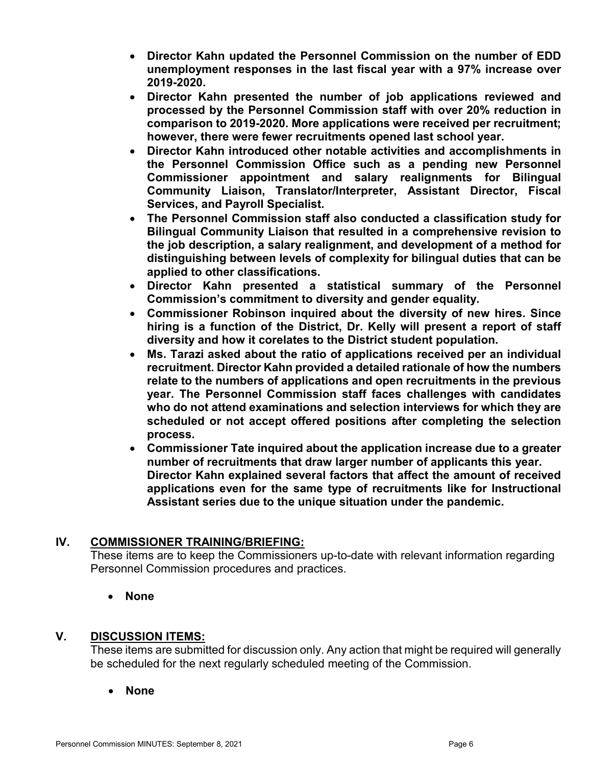- **Director Kahn updated the Personnel Commission on the number of EDD unemployment responses in the last fiscal year with a 97% increase over 2019-2020.**
- **Director Kahn presented the number of job applications reviewed and processed by the Personnel Commission staff with over 20% reduction in comparison to 2019-2020. More applications were received per recruitment; however, there were fewer recruitments opened last school year.**
- **Director Kahn introduced other notable activities and accomplishments in the Personnel Commission Office such as a pending new Personnel Commissioner appointment and salary realignments for Bilingual Community Liaison, Translator/Interpreter, Assistant Director, Fiscal Services, and Payroll Specialist.**
- **The Personnel Commission staff also conducted a classification study for Bilingual Community Liaison that resulted in a comprehensive revision to the job description, a salary realignment, and development of a method for distinguishing between levels of complexity for bilingual duties that can be applied to other classifications.**
- **Director Kahn presented a statistical summary of the Personnel Commission's commitment to diversity and gender equality.**
- **Commissioner Robinson inquired about the diversity of new hires. Since hiring is a function of the District, Dr. Kelly will present a report of staff diversity and how it corelates to the District student population.**
- **Ms. Tarazi asked about the ratio of applications received per an individual recruitment. Director Kahn provided a detailed rationale of how the numbers relate to the numbers of applications and open recruitments in the previous year. The Personnel Commission staff faces challenges with candidates who do not attend examinations and selection interviews for which they are scheduled or not accept offered positions after completing the selection process.**
- **Commissioner Tate inquired about the application increase due to a greater number of recruitments that draw larger number of applicants this year. Director Kahn explained several factors that affect the amount of received applications even for the same type of recruitments like for Instructional Assistant series due to the unique situation under the pandemic.**

## IV. COMMISSIONER TRAINING/BRIEFING:

These items are to keep the Commissioners up-to-date with relevant information regarding Personnel Commission procedures and practices.

- **None**

## V. DISCUSSION ITEMS:

These items are submitted for discussion only. Any action that might be required will generally be scheduled for the next regularly scheduled meeting of the Commission.

- **None**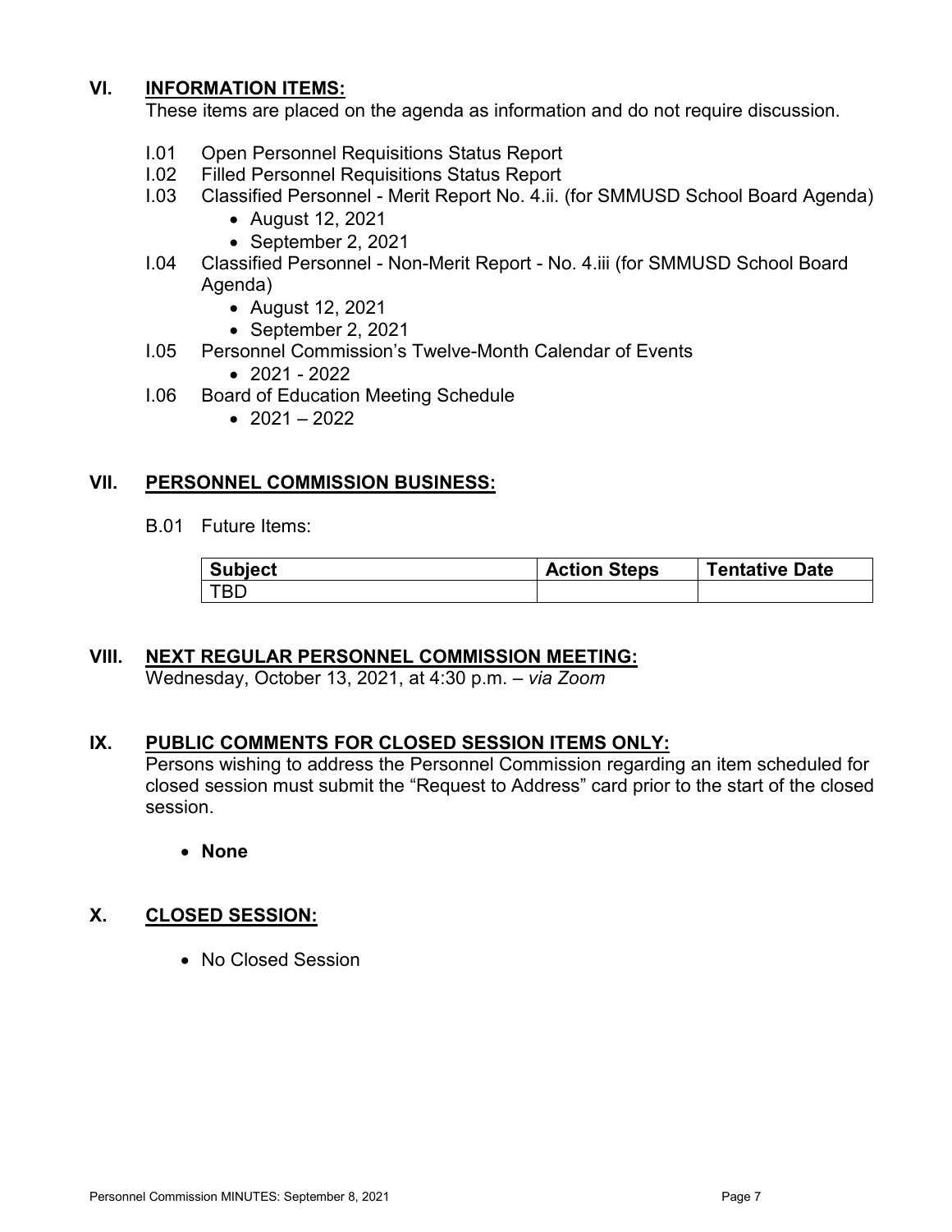## VI. INFORMATION ITEMS:

These items are placed on the agenda as information and do not require discussion.

I.01 Open Personnel Requisitions Status Report

I.02 Filled Personnel Requisitions Status Report

I.03 Classified Personnel - Merit Report No. 4.ii. (for SMMUSD School Board Agenda)

- August 12, 2021
- September 2, 2021

I.04 Classified Personnel - Non-Merit Report - No. 4.iii (for SMMUSD School Board Agenda)

- August 12, 2021
- September 2, 2021

I.05 Personnel Commission's Twelve-Month Calendar of Events

- 2021 - 2022

I.06 Board of Education Meeting Schedule

- 2021 – 2022

## VII. PERSONNEL COMMISSION BUSINESS:

B.01 Future Items:

| Subject | Action Steps | Tentative Date |
|---|---|---|
| TBD | | |

## VIII. NEXT REGULAR PERSONNEL COMMISSION MEETING:

Wednesday, October 13, 2021, at 4:30 p.m. – *via Zoom*

## IX. PUBLIC COMMENTS FOR CLOSED SESSION ITEMS ONLY:

Persons wishing to address the Personnel Commission regarding an item scheduled for closed session must submit the "Request to Address" card prior to the start of the closed session.

- **None**

## X. CLOSED SESSION:

- No Closed Session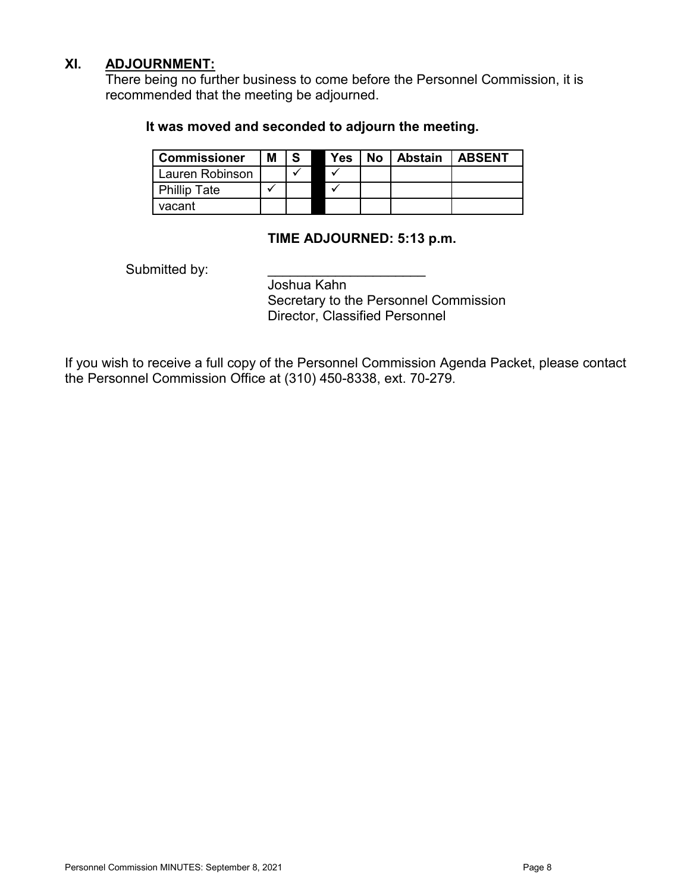## XI. ADJOURNMENT:

There being no further business to come before the Personnel Commission, it is recommended that the meeting be adjourned.

**It was moved and seconded to adjourn the meeting.**

| Commissioner | M | S | | Yes | No | Abstain | ABSENT |
|---|---|---|---|---|---|---|---|
| Lauren Robinson | | ✓ | | ✓ | | | |
| Phillip Tate | ✓ | | | ✓ | | | |
| vacant | | | | | | | |

**TIME ADJOURNED: 5:13 p.m.**

Submitted by: ______________________

Joshua Kahn
Secretary to the Personnel Commission
Director, Classified Personnel

If you wish to receive a full copy of the Personnel Commission Agenda Packet, please contact the Personnel Commission Office at (310) 450-8338, ext. 70-279.